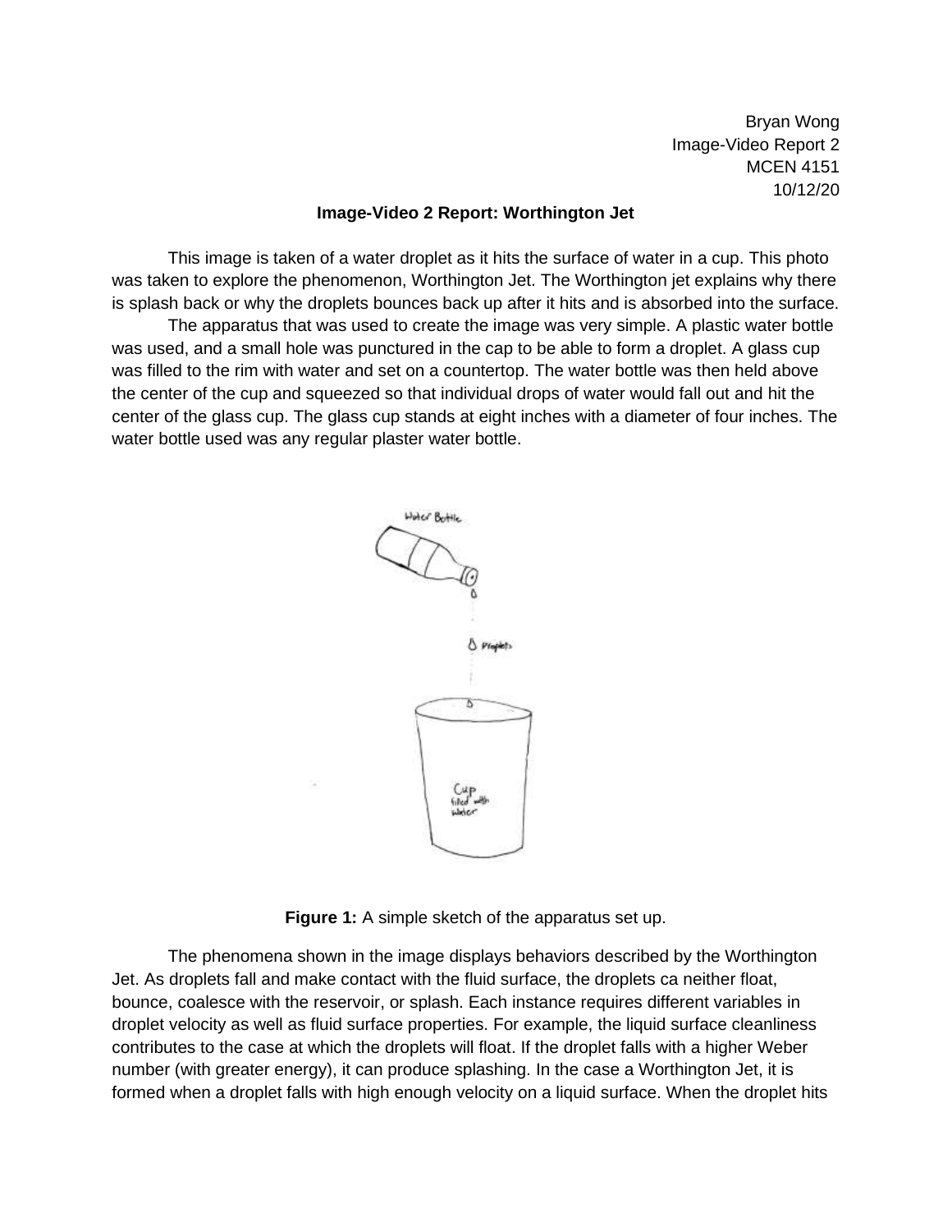Bryan Wong
Image-Video Report 2
MCEN 4151
10/12/20

**Image-Video 2 Report: Worthington Jet**

This image is taken of a water droplet as it hits the surface of water in a cup. This photo was taken to explore the phenomenon, Worthington Jet. The Worthington jet explains why there is splash back or why the droplets bounces back up after it hits and is absorbed into the surface.

The apparatus that was used to create the image was very simple. A plastic water bottle was used, and a small hole was punctured in the cap to be able to form a droplet. A glass cup was filled to the rim with water and set on a countertop. The water bottle was then held above the center of the cup and squeezed so that individual drops of water would fall out and hit the center of the glass cup. The glass cup stands at eight inches with a diameter of four inches. The water bottle used was any regular plaster water bottle.

**Figure 1:** A simple sketch of the apparatus set up.

The phenomena shown in the image displays behaviors described by the Worthington Jet. As droplets fall and make contact with the fluid surface, the droplets ca neither float, bounce, coalesce with the reservoir, or splash. Each instance requires different variables in droplet velocity as well as fluid surface properties. For example, the liquid surface cleanliness contributes to the case at which the droplets will float. If the droplet falls with a higher Weber number (with greater energy), it can produce splashing. In the case a Worthington Jet, it is formed when a droplet falls with high enough velocity on a liquid surface. When the droplet hits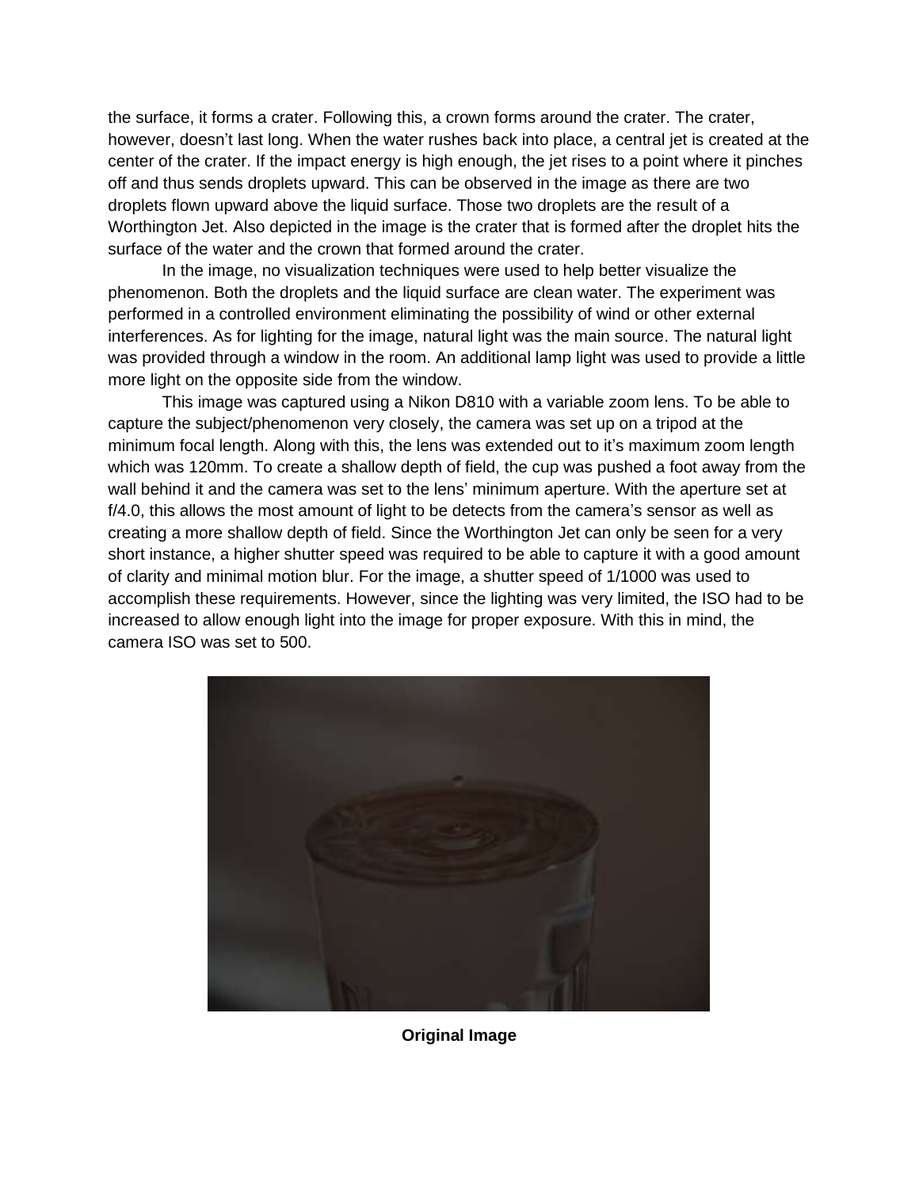the surface, it forms a crater. Following this, a crown forms around the crater. The crater, however, doesn't last long. When the water rushes back into place, a central jet is created at the center of the crater. If the impact energy is high enough, the jet rises to a point where it pinches off and thus sends droplets upward. This can be observed in the image as there are two droplets flown upward above the liquid surface. Those two droplets are the result of a Worthington Jet. Also depicted in the image is the crater that is formed after the droplet hits the surface of the water and the crown that formed around the crater.

In the image, no visualization techniques were used to help better visualize the phenomenon. Both the droplets and the liquid surface are clean water. The experiment was performed in a controlled environment eliminating the possibility of wind or other external interferences. As for lighting for the image, natural light was the main source. The natural light was provided through a window in the room. An additional lamp light was used to provide a little more light on the opposite side from the window.

This image was captured using a Nikon D810 with a variable zoom lens. To be able to capture the subject/phenomenon very closely, the camera was set up on a tripod at the minimum focal length. Along with this, the lens was extended out to it's maximum zoom length which was 120mm. To create a shallow depth of field, the cup was pushed a foot away from the wall behind it and the camera was set to the lens' minimum aperture. With the aperture set at f/4.0, this allows the most amount of light to be detects from the camera's sensor as well as creating a more shallow depth of field. Since the Worthington Jet can only be seen for a very short instance, a higher shutter speed was required to be able to capture it with a good amount of clarity and minimal motion blur. For the image, a shutter speed of 1/1000 was used to accomplish these requirements. However, since the lighting was very limited, the ISO had to be increased to allow enough light into the image for proper exposure. With this in mind, the camera ISO was set to 500.

**Original Image**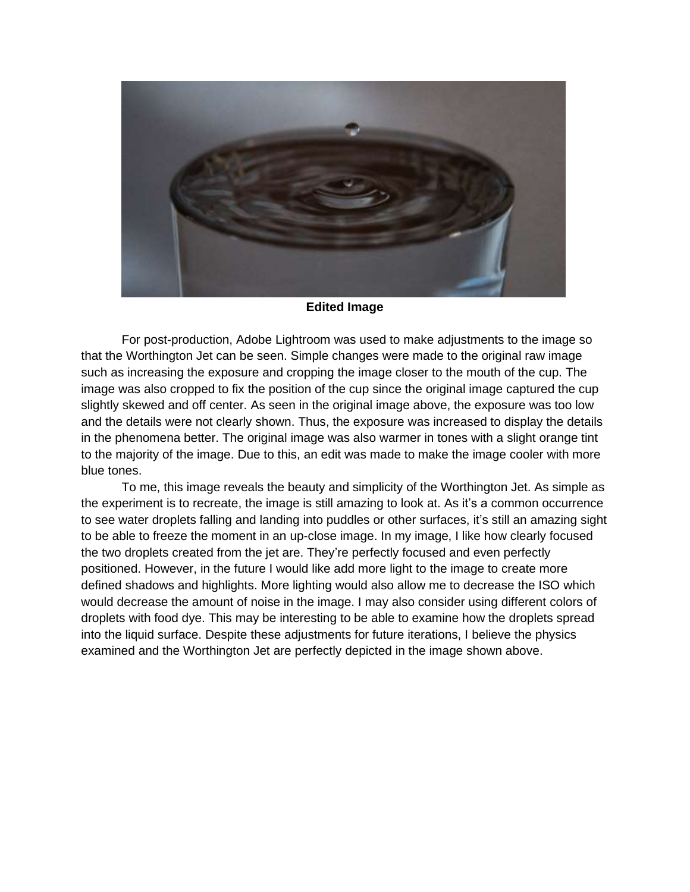**Edited Image**

For post-production, Adobe Lightroom was used to make adjustments to the image so that the Worthington Jet can be seen. Simple changes were made to the original raw image such as increasing the exposure and cropping the image closer to the mouth of the cup. The image was also cropped to fix the position of the cup since the original image captured the cup slightly skewed and off center. As seen in the original image above, the exposure was too low and the details were not clearly shown. Thus, the exposure was increased to display the details in the phenomena better. The original image was also warmer in tones with a slight orange tint to the majority of the image. Due to this, an edit was made to make the image cooler with more blue tones.

To me, this image reveals the beauty and simplicity of the Worthington Jet. As simple as the experiment is to recreate, the image is still amazing to look at. As it's a common occurrence to see water droplets falling and landing into puddles or other surfaces, it's still an amazing sight to be able to freeze the moment in an up-close image. In my image, I like how clearly focused the two droplets created from the jet are. They're perfectly focused and even perfectly positioned. However, in the future I would like add more light to the image to create more defined shadows and highlights. More lighting would also allow me to decrease the ISO which would decrease the amount of noise in the image. I may also consider using different colors of droplets with food dye. This may be interesting to be able to examine how the droplets spread into the liquid surface. Despite these adjustments for future iterations, I believe the physics examined and the Worthington Jet are perfectly depicted in the image shown above.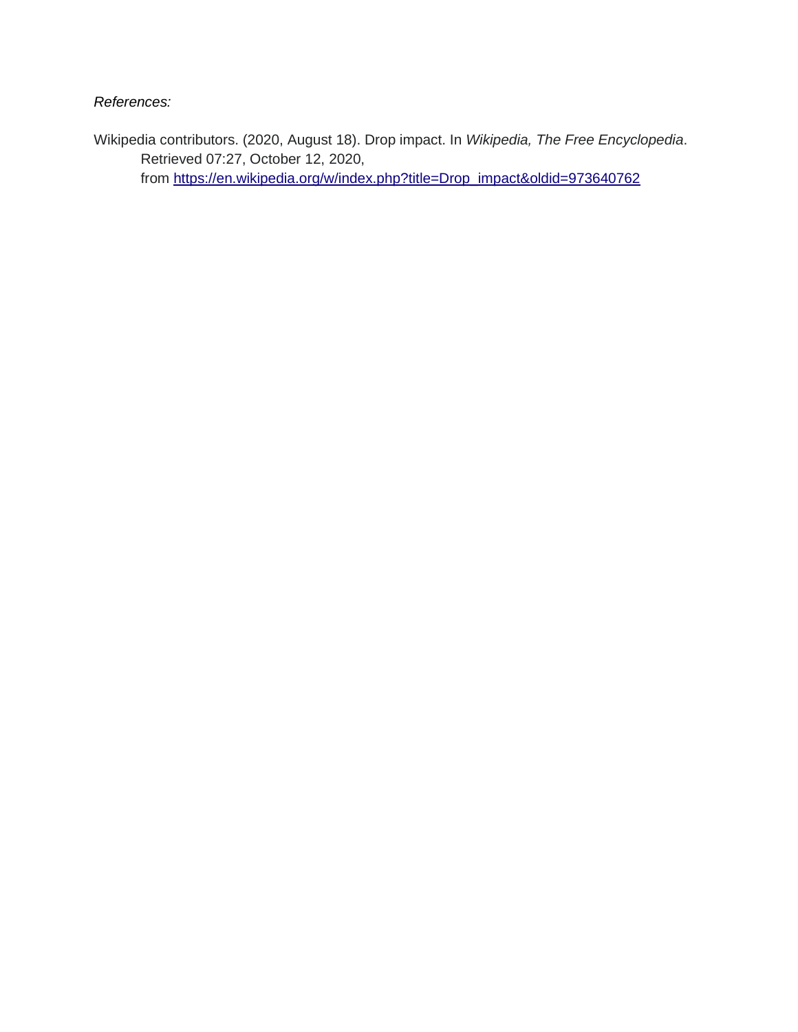*References:*

Wikipedia contributors. (2020, August 18). Drop impact. In *Wikipedia, The Free Encyclopedia*. Retrieved 07:27, October 12, 2020, from https://en.wikipedia.org/w/index.php?title=Drop_impact&oldid=973640762